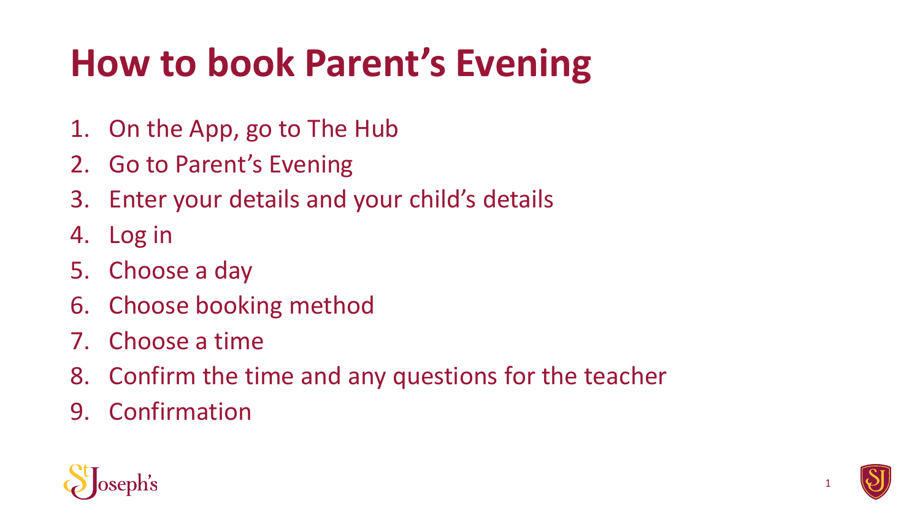# How to book Parent’s Evening

1. On the App, go to The Hub
2. Go to Parent’s Evening
3. Enter your details and your child’s details
4. Log in
5. Choose a day
6. Choose booking method
7. Choose a time
8. Confirm the time and any questions for the teacher
9. Confirmation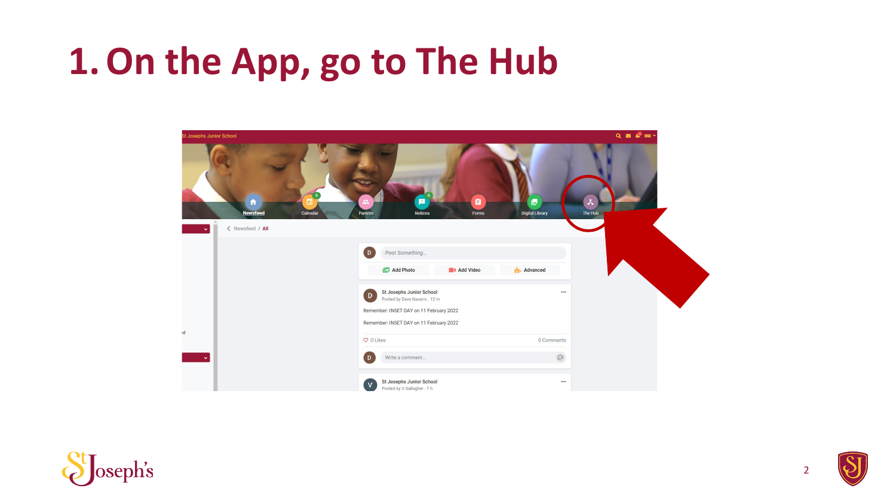# 1. On the App, go to The Hub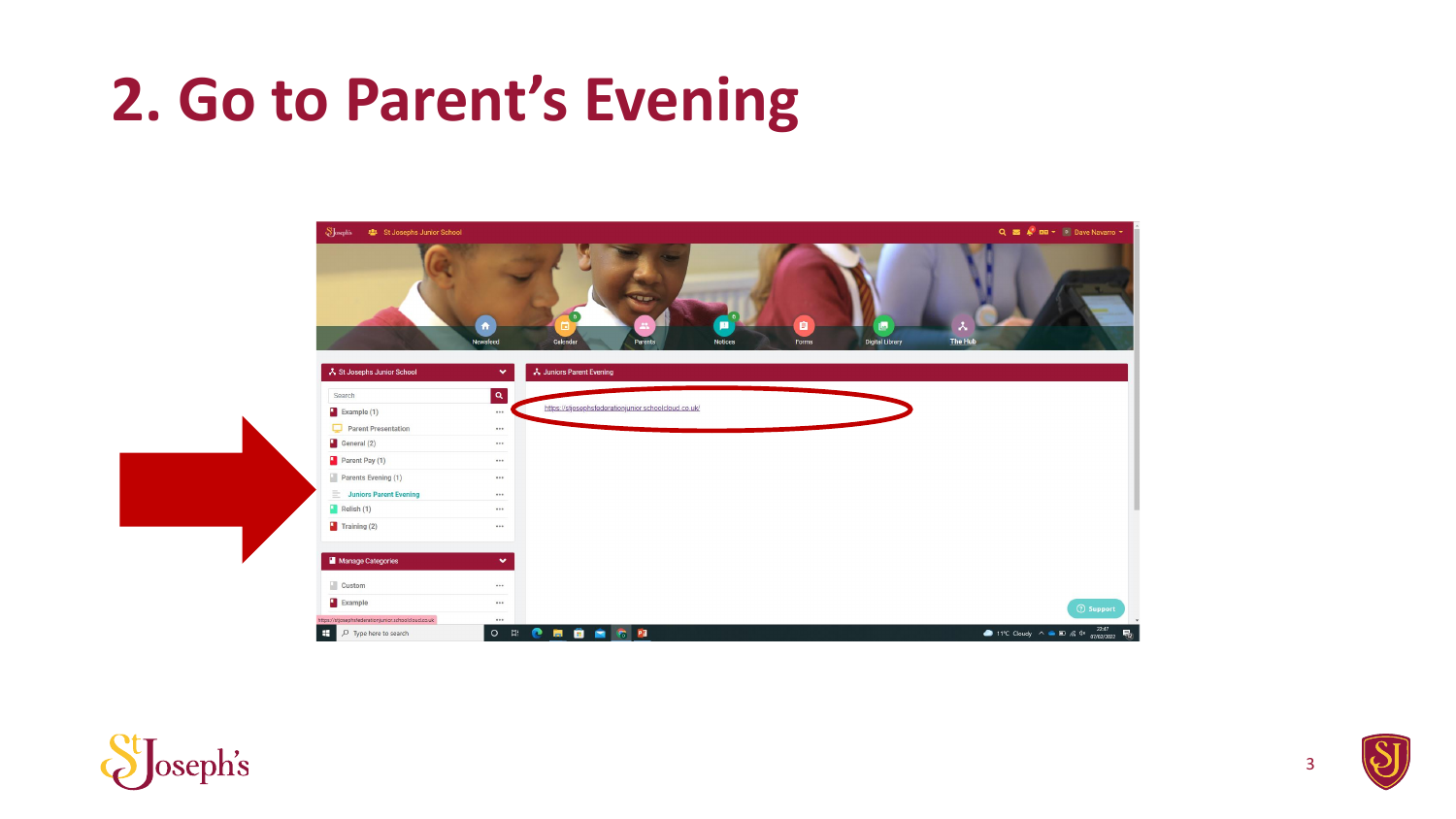# 2. Go to Parent's Evening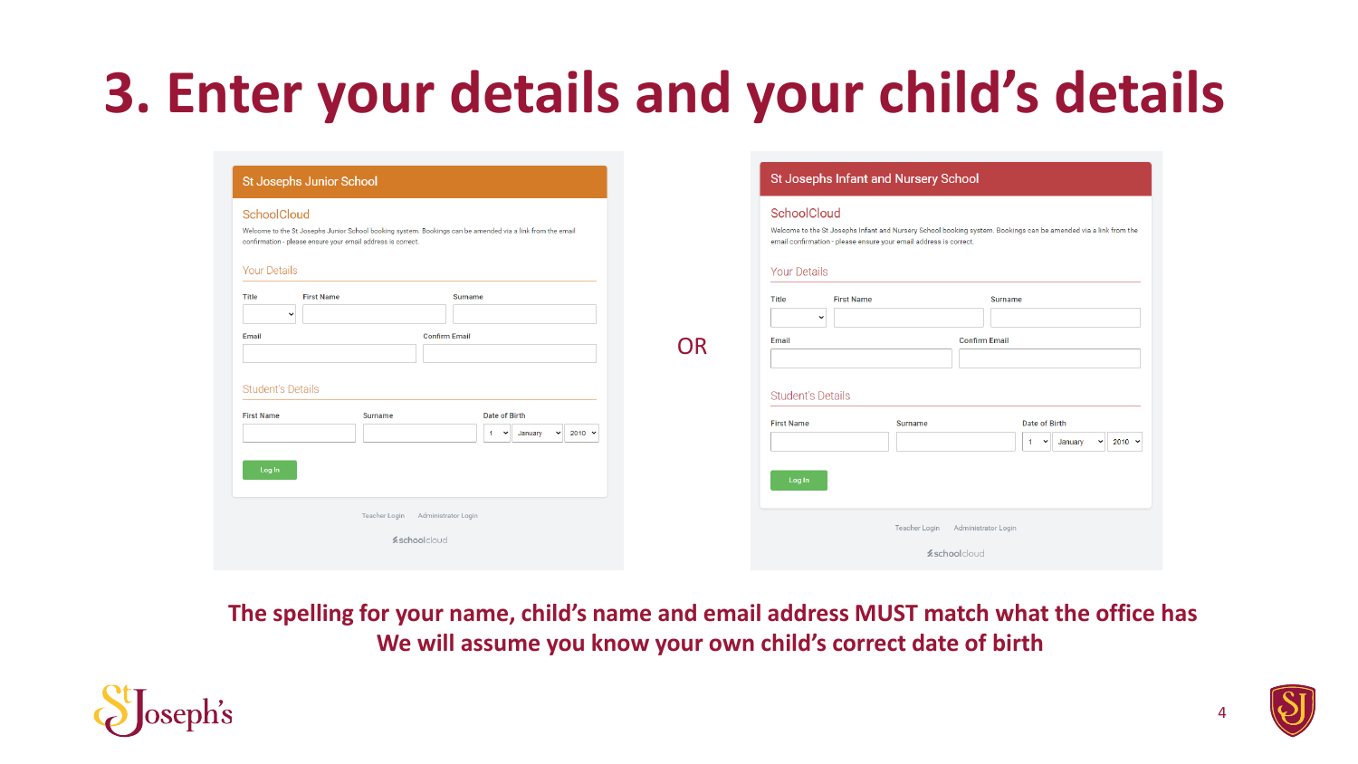# 3. Enter your details and your child's details

**St Josephs Junior School**

SchoolCloud

Welcome to the St Josephs Junior School booking system. Bookings can be amended via a link from the email confirmation - please ensure your email address is correct.

Your Details

Title | First Name | Surname

Email | Confirm Email

Student's Details

First Name | Surname | Date of Birth: 1 January 2010

Log In

Teacher Login | Administrator Login

schoolcloud

OR

**St Josephs Infant and Nursery School**

SchoolCloud

Welcome to the St Josephs Infant and Nursery School booking system. Bookings can be amended via a link from the email confirmation - please ensure your email address is correct.

Your Details

Title | First Name | Surname

Email | Confirm Email

Student's Details

First Name | Surname | Date of Birth: 1 January 2010

Log In

Teacher Login | Administrator Login

schoolcloud

**The spelling for your name, child's name and email address MUST match what the office has**

**We will assume you know your own child's correct date of birth**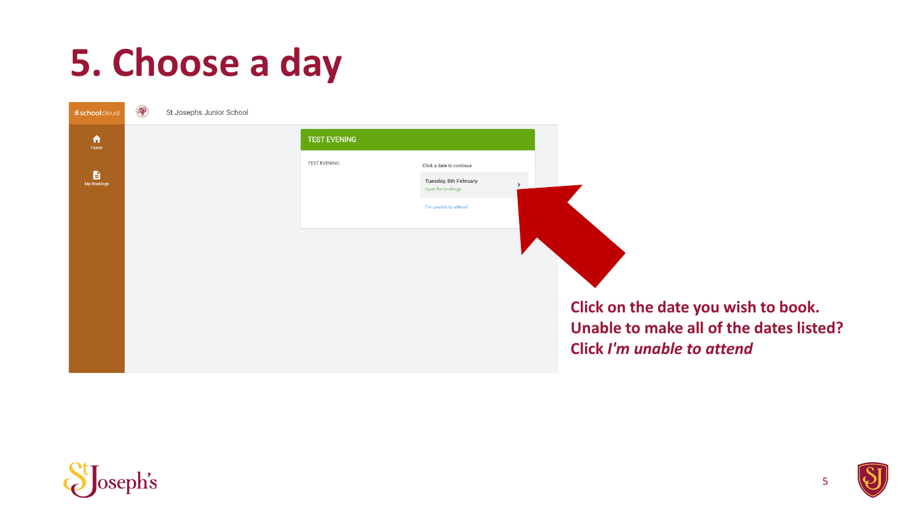# 5. Choose a day

schoolcloud

St Josephs Junior School

Home

My Bookings

TEST EVENING

TEST EVENING

Click a date to continue

Tuesday, 8th February
Open for bookings

I'm unable to attend

**Click on the date you wish to book.**
**Unable to make all of the dates listed?**
**Click *I'm unable to attend***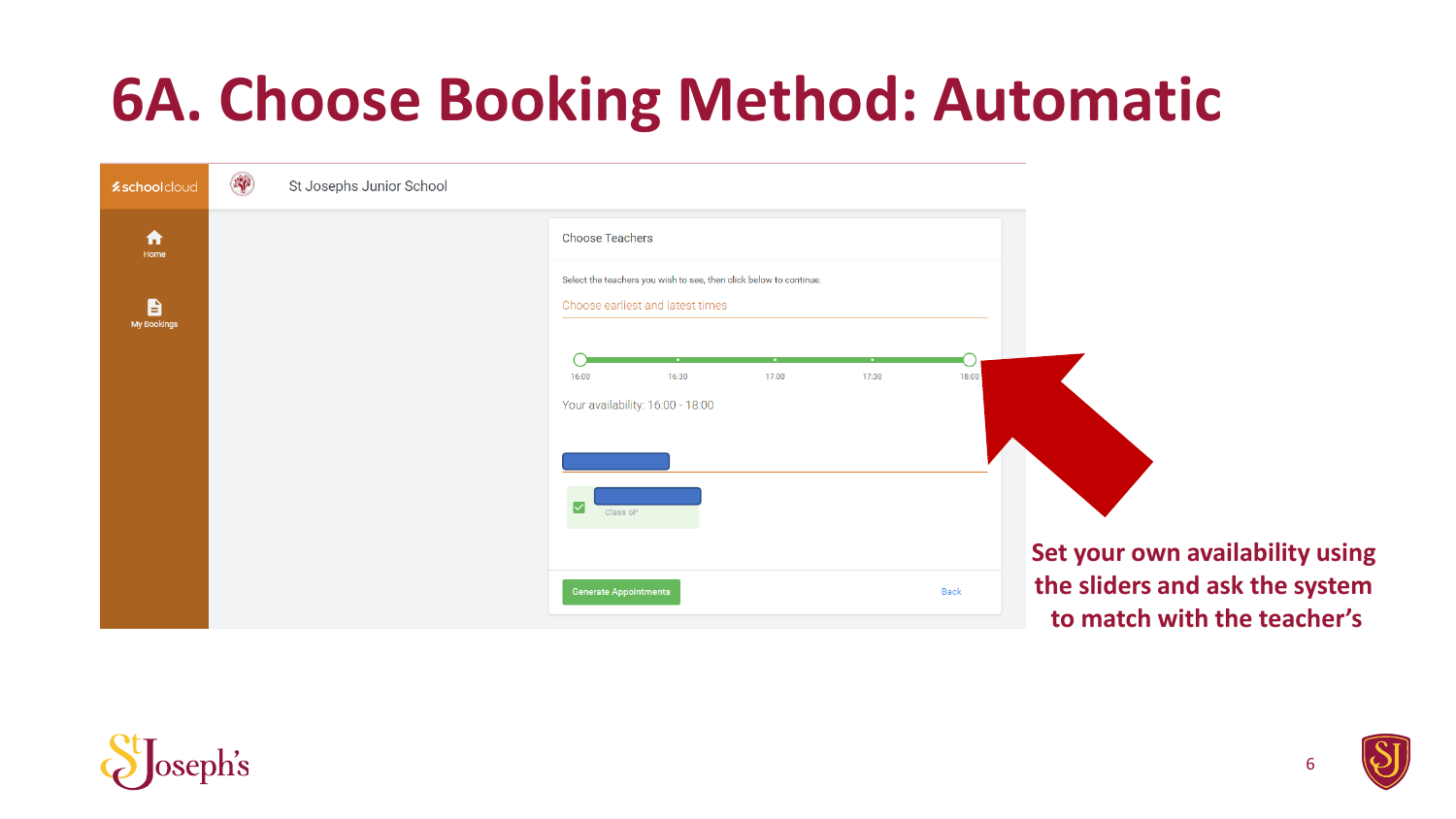# 6A. Choose Booking Method: Automatic

St Josephs Junior School

Choose Teachers

Select the teachers you wish to see, then click below to continue.

Choose earliest and latest times

16:00 16:30 17:00 17:30 18:00

Your availability: 16:00 - 18:00

Class 6P

Generate Appointments

Back

Set your own availability using the sliders and ask the system to match with the teacher's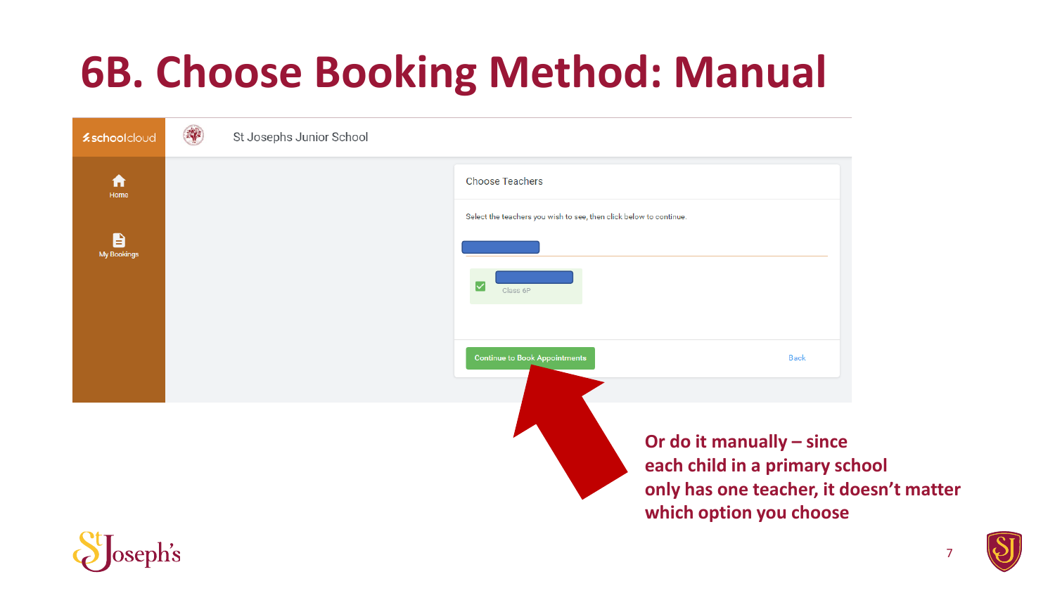# 6B. Choose Booking Method: Manual

St Josephs Junior School

Home

My Bookings

Choose Teachers

Select the teachers you wish to see, then click below to continue.

Class 6P

Continue to Book Appointments

Back

**Or do it manually – since each child in a primary school only has one teacher, it doesn't matter which option you choose**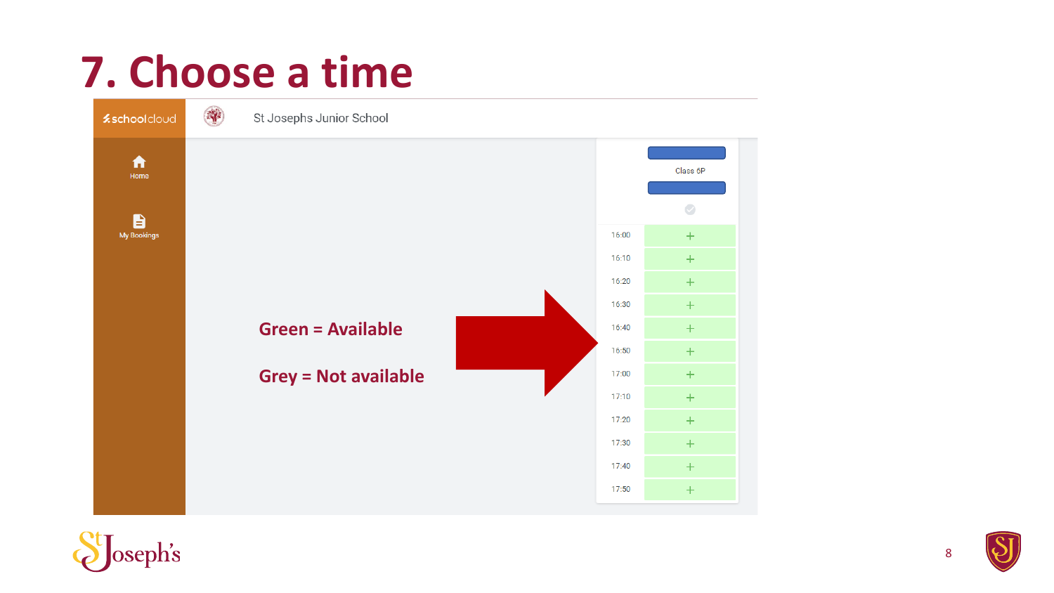# 7. Choose a time

schoolcloud

St Josephs Junior School

Home

My Bookings

Class 6P

| Time | |
|---|---|
| 16:00 | + |
| 16:10 | + |
| 16:20 | + |
| 16:30 | + |
| 16:40 | + |
| 16:50 | + |
| 17:00 | + |
| 17:10 | + |
| 17:20 | + |
| 17:30 | + |
| 17:40 | + |
| 17:50 | + |

**Green = Available**

**Grey = Not available**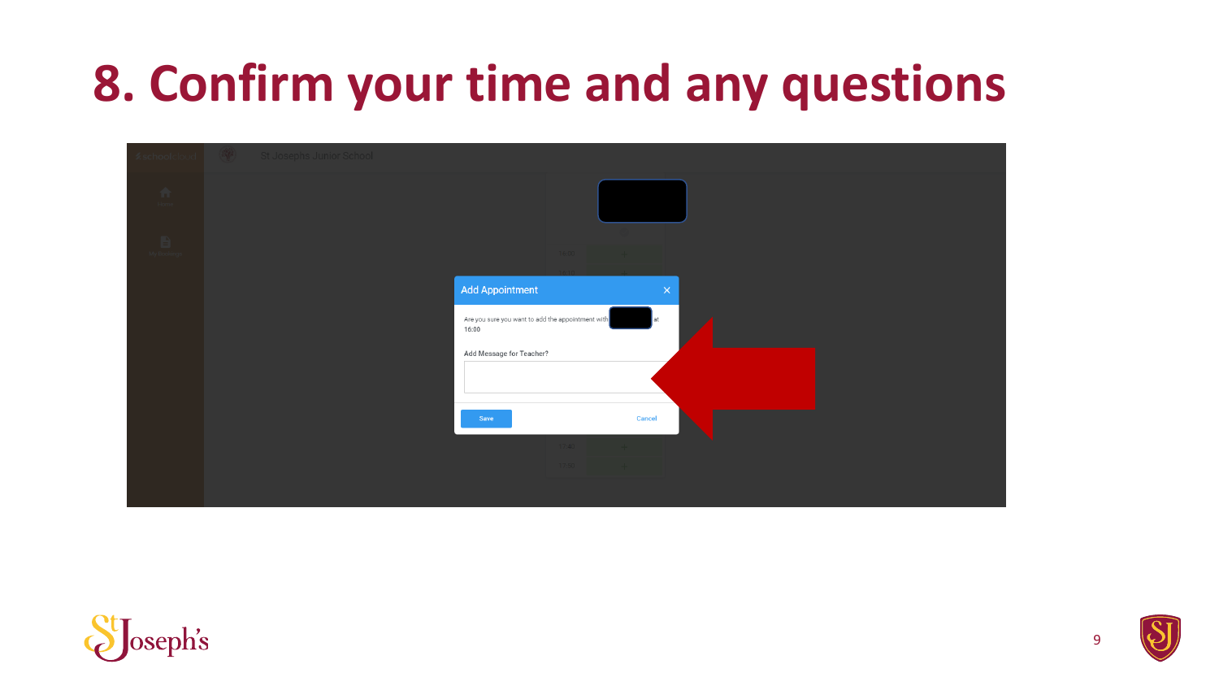# 8. Confirm your time and any questions

**Add Appointment**

Are you sure you want to add the appointment with at 16:00

Add Message for Teacher?

Save

Cancel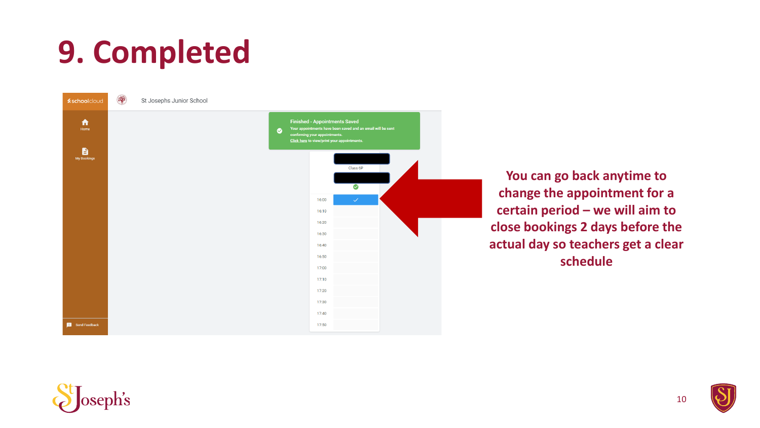# 9. Completed

schoolcloud

St Josephs Junior School

Home

My Bookings

Send Feedback

Finished - Appointments Saved

Your appointments have been saved and an email will be sent confirming your appointments.

Click here to view/print your appointments.

Class 6P

16:00
16:10
16:20
16:30
16:40
16:50
17:00
17:10
17:20
17:30
17:40
17:50

**You can go back anytime to change the appointment for a certain period – we will aim to close bookings 2 days before the actual day so teachers get a clear schedule**